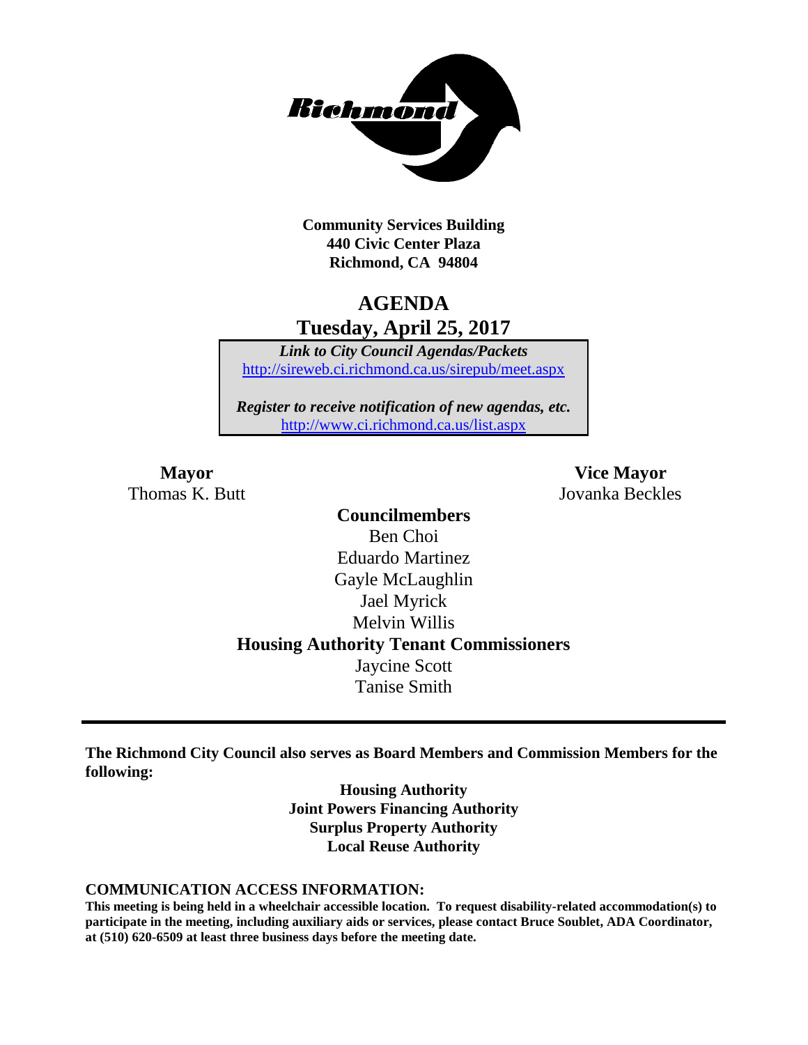**Community Services Building**
**440 Civic Center Plaza**
**Richmond, CA 94804**

# AGENDA
## Tuesday, April 25, 2017

***Link to City Council Agendas/Packets***
http://sireweb.ci.richmond.ca.us/sirepub/meet.aspx

***Register to receive notification of new agendas, etc.***
http://www.ci.richmond.ca.us/list.aspx

**Mayor**
Thomas K. Butt

**Vice Mayor**
Jovanka Beckles

**Councilmembers**
Ben Choi
Eduardo Martinez
Gayle McLaughlin
Jael Myrick
Melvin Willis

**Housing Authority Tenant Commissioners**
Jaycine Scott
Tanise Smith

---

**The Richmond City Council also serves as Board Members and Commission Members for the following:**

**Housing Authority**
**Joint Powers Financing Authority**
**Surplus Property Authority**
**Local Reuse Authority**

**COMMUNICATION ACCESS INFORMATION:**

**This meeting is being held in a wheelchair accessible location. To request disability-related accommodation(s) to participate in the meeting, including auxiliary aids or services, please contact Bruce Soublet, ADA Coordinator, at (510) 620-6509 at least three business days before the meeting date.**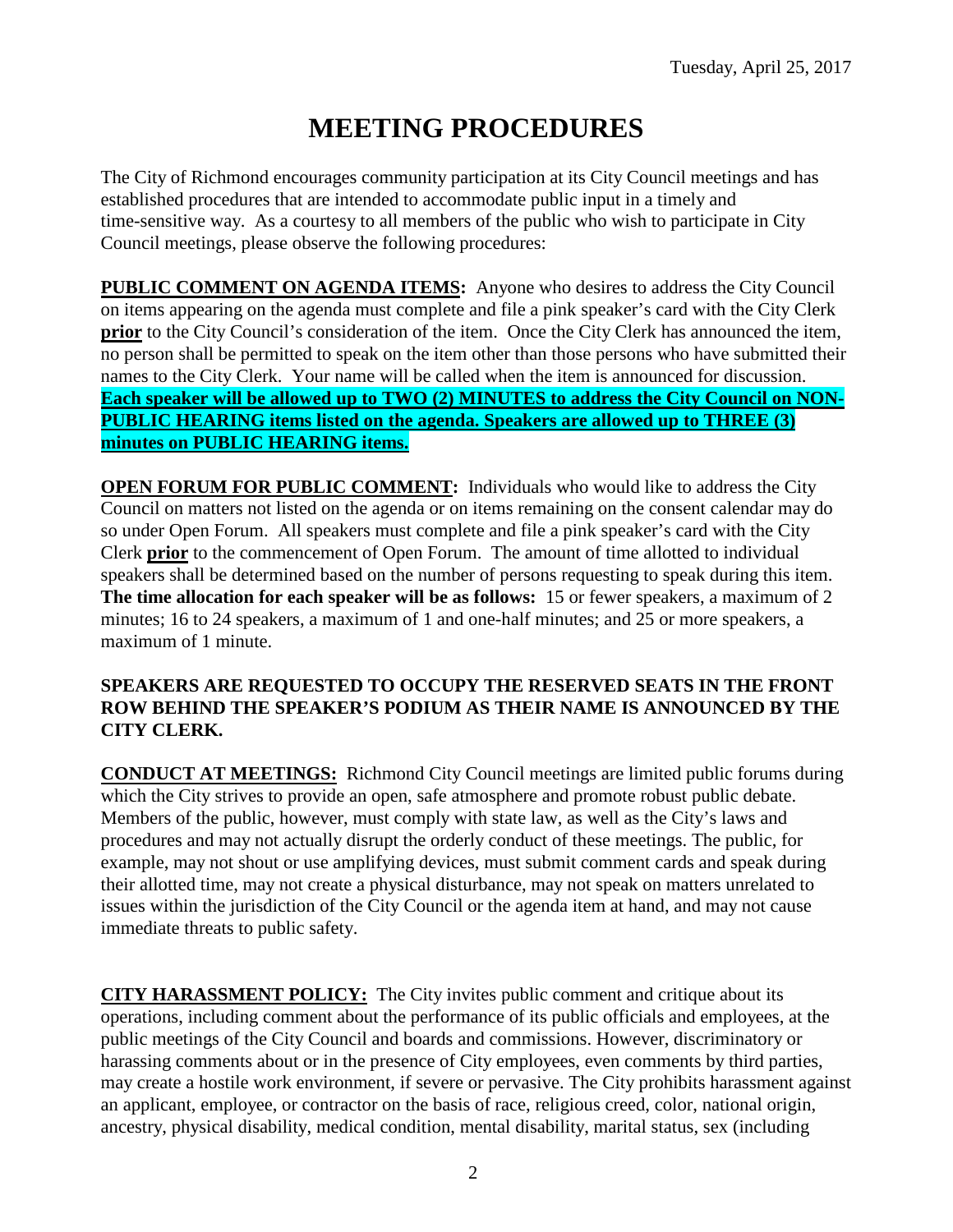# MEETING PROCEDURES

The City of Richmond encourages community participation at its City Council meetings and has established procedures that are intended to accommodate public input in a timely and time-sensitive way. As a courtesy to all members of the public who wish to participate in City Council meetings, please observe the following procedures:

**PUBLIC COMMENT ON AGENDA ITEMS:** Anyone who desires to address the City Council on items appearing on the agenda must complete and file a pink speaker's card with the City Clerk **prior** to the City Council's consideration of the item. Once the City Clerk has announced the item, no person shall be permitted to speak on the item other than those persons who have submitted their names to the City Clerk. Your name will be called when the item is announced for discussion. **Each speaker will be allowed up to TWO (2) MINUTES to address the City Council on NON-PUBLIC HEARING items listed on the agenda. Speakers are allowed up to THREE (3) minutes on PUBLIC HEARING items.**

**OPEN FORUM FOR PUBLIC COMMENT:** Individuals who would like to address the City Council on matters not listed on the agenda or on items remaining on the consent calendar may do so under Open Forum. All speakers must complete and file a pink speaker's card with the City Clerk **prior** to the commencement of Open Forum. The amount of time allotted to individual speakers shall be determined based on the number of persons requesting to speak during this item. **The time allocation for each speaker will be as follows:** 15 or fewer speakers, a maximum of 2 minutes; 16 to 24 speakers, a maximum of 1 and one-half minutes; and 25 or more speakers, a maximum of 1 minute.

**SPEAKERS ARE REQUESTED TO OCCUPY THE RESERVED SEATS IN THE FRONT ROW BEHIND THE SPEAKER'S PODIUM AS THEIR NAME IS ANNOUNCED BY THE CITY CLERK.**

**CONDUCT AT MEETINGS:** Richmond City Council meetings are limited public forums during which the City strives to provide an open, safe atmosphere and promote robust public debate. Members of the public, however, must comply with state law, as well as the City's laws and procedures and may not actually disrupt the orderly conduct of these meetings. The public, for example, may not shout or use amplifying devices, must submit comment cards and speak during their allotted time, may not create a physical disturbance, may not speak on matters unrelated to issues within the jurisdiction of the City Council or the agenda item at hand, and may not cause immediate threats to public safety.

**CITY HARASSMENT POLICY:** The City invites public comment and critique about its operations, including comment about the performance of its public officials and employees, at the public meetings of the City Council and boards and commissions. However, discriminatory or harassing comments about or in the presence of City employees, even comments by third parties, may create a hostile work environment, if severe or pervasive. The City prohibits harassment against an applicant, employee, or contractor on the basis of race, religious creed, color, national origin, ancestry, physical disability, medical condition, mental disability, marital status, sex (including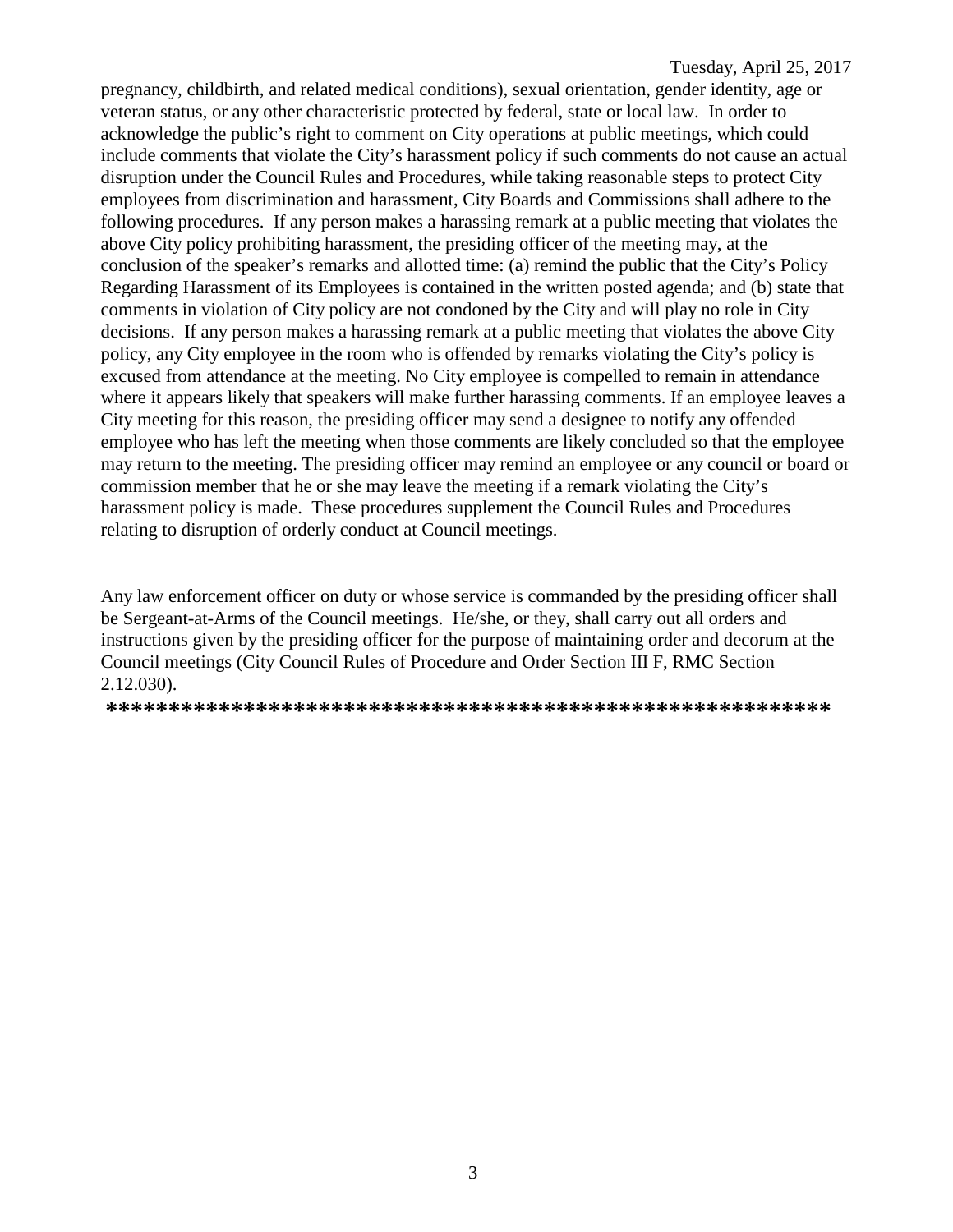pregnancy, childbirth, and related medical conditions), sexual orientation, gender identity, age or veteran status, or any other characteristic protected by federal, state or local law. In order to acknowledge the public's right to comment on City operations at public meetings, which could include comments that violate the City's harassment policy if such comments do not cause an actual disruption under the Council Rules and Procedures, while taking reasonable steps to protect City employees from discrimination and harassment, City Boards and Commissions shall adhere to the following procedures. If any person makes a harassing remark at a public meeting that violates the above City policy prohibiting harassment, the presiding officer of the meeting may, at the conclusion of the speaker's remarks and allotted time: (a) remind the public that the City's Policy Regarding Harassment of its Employees is contained in the written posted agenda; and (b) state that comments in violation of City policy are not condoned by the City and will play no role in City decisions. If any person makes a harassing remark at a public meeting that violates the above City policy, any City employee in the room who is offended by remarks violating the City's policy is excused from attendance at the meeting. No City employee is compelled to remain in attendance where it appears likely that speakers will make further harassing comments. If an employee leaves a City meeting for this reason, the presiding officer may send a designee to notify any offended employee who has left the meeting when those comments are likely concluded so that the employee may return to the meeting. The presiding officer may remind an employee or any council or board or commission member that he or she may leave the meeting if a remark violating the City's harassment policy is made. These procedures supplement the Council Rules and Procedures relating to disruption of orderly conduct at Council meetings.

Any law enforcement officer on duty or whose service is commanded by the presiding officer shall be Sergeant-at-Arms of the Council meetings. He/she, or they, shall carry out all orders and instructions given by the presiding officer for the purpose of maintaining order and decorum at the Council meetings (City Council Rules of Procedure and Order Section III F, RMC Section 2.12.030).

**\*\*\*\*\*\*\*\*\*\*\*\*\*\*\*\*\*\*\*\*\*\*\*\*\*\*\*\*\*\*\*\*\*\*\*\*\*\*\*\*\*\*\*\*\*\*\*\*\*\*\*\*\*\*\*\*\*\*\***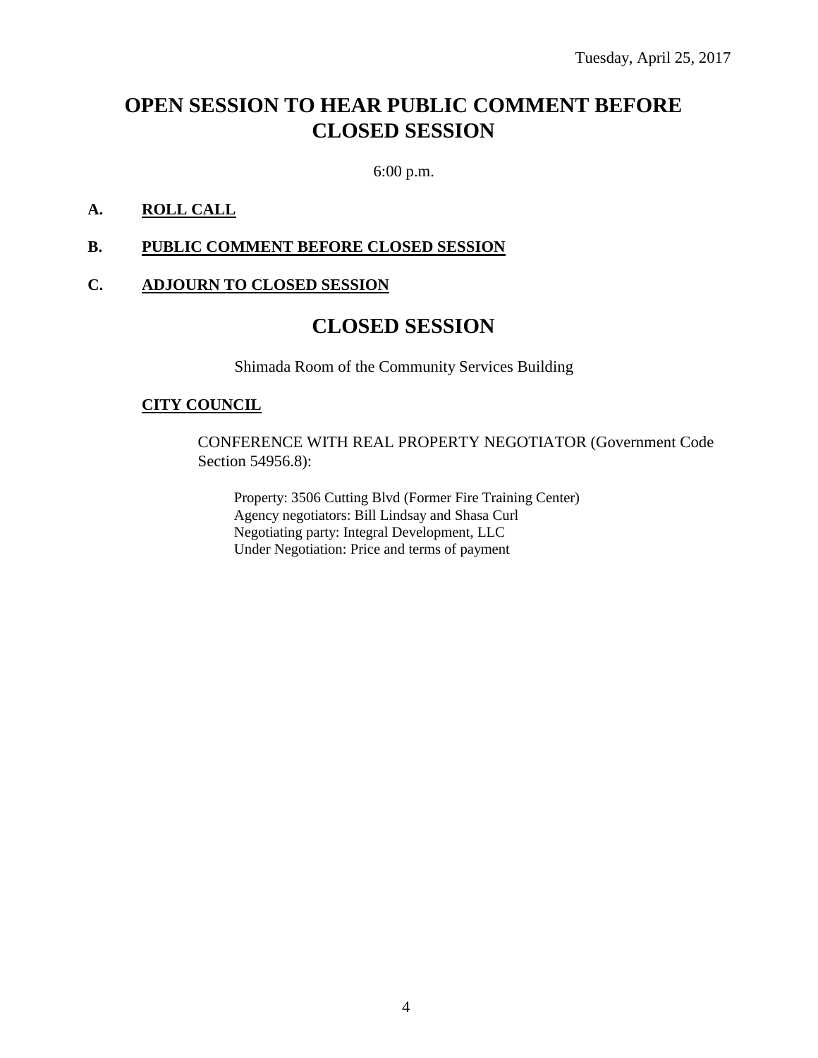Tuesday, April 25, 2017

# OPEN SESSION TO HEAR PUBLIC COMMENT BEFORE CLOSED SESSION

6:00 p.m.

**A. ROLL CALL**

**B. PUBLIC COMMENT BEFORE CLOSED SESSION**

**C. ADJOURN TO CLOSED SESSION**

# CLOSED SESSION

Shimada Room of the Community Services Building

**CITY COUNCIL**

CONFERENCE WITH REAL PROPERTY NEGOTIATOR (Government Code Section 54956.8):

Property: 3506 Cutting Blvd (Former Fire Training Center)
Agency negotiators: Bill Lindsay and Shasa Curl
Negotiating party: Integral Development, LLC
Under Negotiation: Price and terms of payment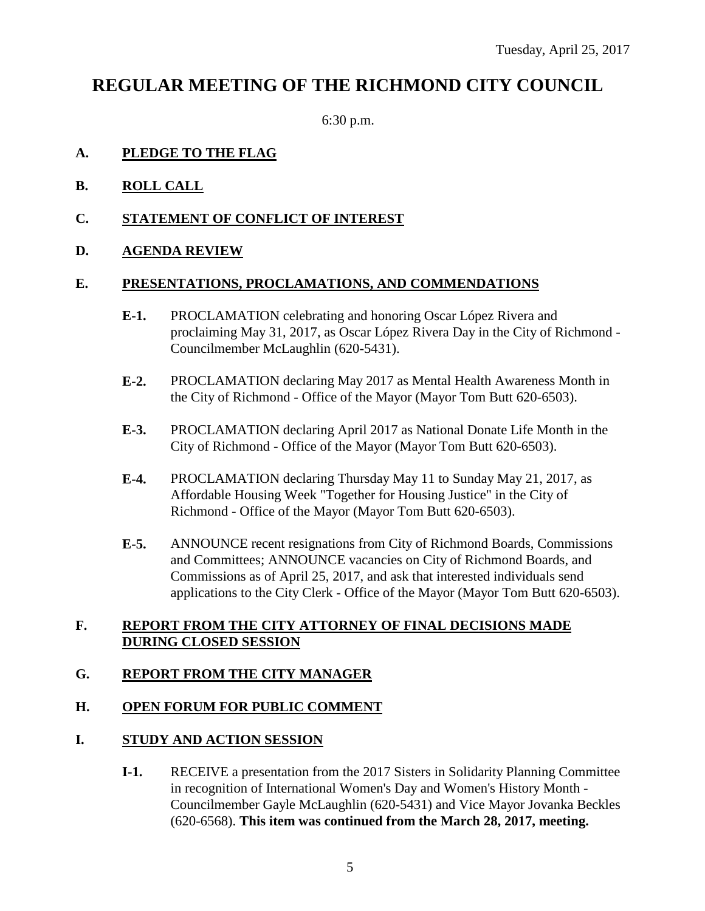Tuesday, April 25, 2017

# REGULAR MEETING OF THE RICHMOND CITY COUNCIL

6:30 p.m.

**A. PLEDGE TO THE FLAG**

**B. ROLL CALL**

**C. STATEMENT OF CONFLICT OF INTEREST**

**D. AGENDA REVIEW**

**E. PRESENTATIONS, PROCLAMATIONS, AND COMMENDATIONS**

**E-1.** PROCLAMATION celebrating and honoring Oscar López Rivera and proclaiming May 31, 2017, as Oscar López Rivera Day in the City of Richmond - Councilmember McLaughlin (620-5431).

**E-2.** PROCLAMATION declaring May 2017 as Mental Health Awareness Month in the City of Richmond - Office of the Mayor (Mayor Tom Butt 620-6503).

**E-3.** PROCLAMATION declaring April 2017 as National Donate Life Month in the City of Richmond - Office of the Mayor (Mayor Tom Butt 620-6503).

**E-4.** PROCLAMATION declaring Thursday May 11 to Sunday May 21, 2017, as Affordable Housing Week "Together for Housing Justice" in the City of Richmond - Office of the Mayor (Mayor Tom Butt 620-6503).

**E-5.** ANNOUNCE recent resignations from City of Richmond Boards, Commissions and Committees; ANNOUNCE vacancies on City of Richmond Boards, and Commissions as of April 25, 2017, and ask that interested individuals send applications to the City Clerk - Office of the Mayor (Mayor Tom Butt 620-6503).

**F. REPORT FROM THE CITY ATTORNEY OF FINAL DECISIONS MADE DURING CLOSED SESSION**

**G. REPORT FROM THE CITY MANAGER**

**H. OPEN FORUM FOR PUBLIC COMMENT**

**I. STUDY AND ACTION SESSION**

**I-1.** RECEIVE a presentation from the 2017 Sisters in Solidarity Planning Committee in recognition of International Women's Day and Women's History Month - Councilmember Gayle McLaughlin (620-5431) and Vice Mayor Jovanka Beckles (620-6568). **This item was continued from the March 28, 2017, meeting.**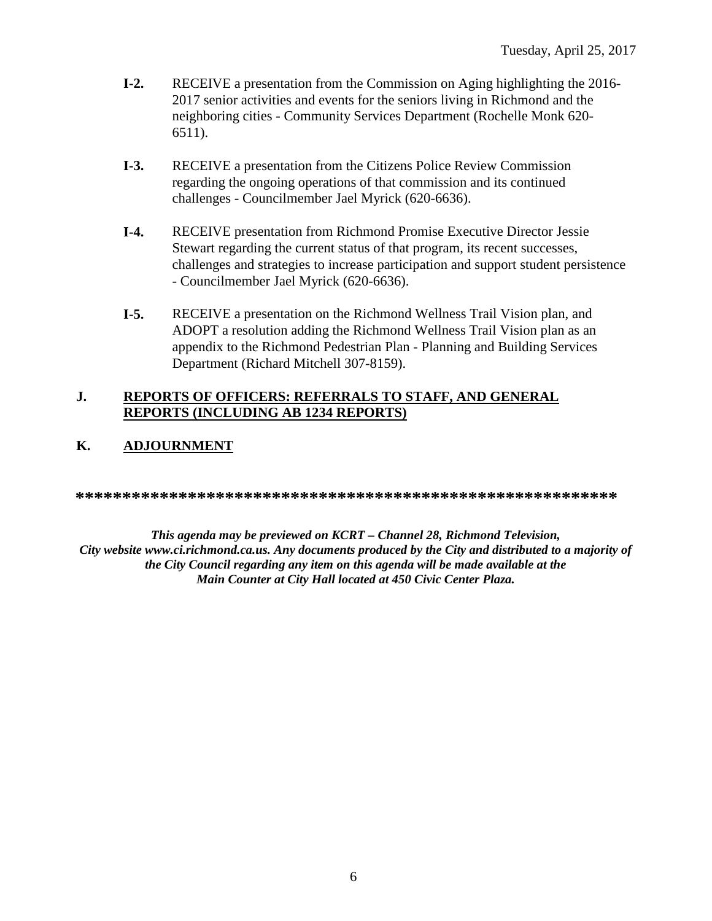**I-2.** RECEIVE a presentation from the Commission on Aging highlighting the 2016-2017 senior activities and events for the seniors living in Richmond and the neighboring cities - Community Services Department (Rochelle Monk 620-6511).

**I-3.** RECEIVE a presentation from the Citizens Police Review Commission regarding the ongoing operations of that commission and its continued challenges - Councilmember Jael Myrick (620-6636).

**I-4.** RECEIVE presentation from Richmond Promise Executive Director Jessie Stewart regarding the current status of that program, its recent successes, challenges and strategies to increase participation and support student persistence - Councilmember Jael Myrick (620-6636).

**I-5.** RECEIVE a presentation on the Richmond Wellness Trail Vision plan, and ADOPT a resolution adding the Richmond Wellness Trail Vision plan as an appendix to the Richmond Pedestrian Plan - Planning and Building Services Department (Richard Mitchell 307-8159).

## J. REPORTS OF OFFICERS: REFERRALS TO STAFF, AND GENERAL REPORTS (INCLUDING AB 1234 REPORTS)

## K. ADJOURNMENT

**********************************************************

***This agenda may be previewed on KCRT – Channel 28, Richmond Television, City website www.ci.richmond.ca.us. Any documents produced by the City and distributed to a majority of the City Council regarding any item on this agenda will be made available at the Main Counter at City Hall located at 450 Civic Center Plaza.***